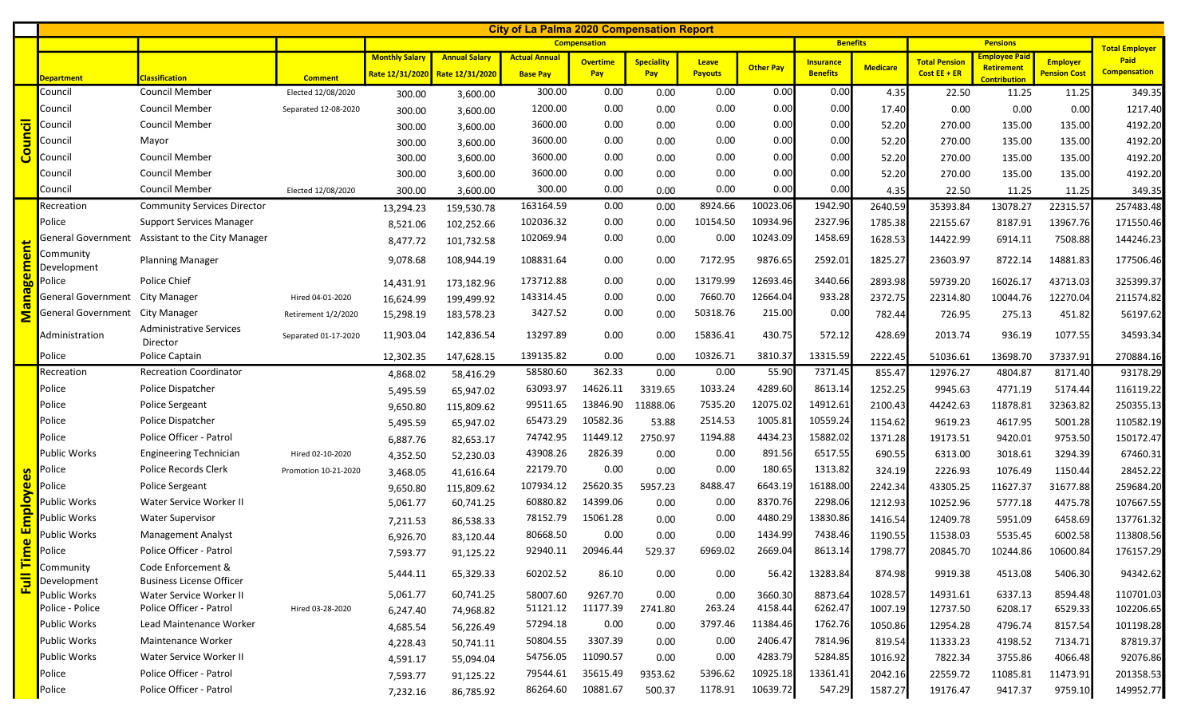# City of La Palma 2020 Compensation Report

| | Department | Classification | Comment | Compensation | | | | | | | Benefits | | Pensions | | | Total Employer Paid Compensation |
|---|---|---|---|---|---|---|---|---|---|---|---|---|---|---|---|---|
| | | | | Monthly Salary Rate 12/31/2020 | Annual Salary Rate 12/31/2020 | Actual Annual Base Pay | Overtime Pay | Speciality Pay | Leave Payouts | Other Pay | Insurance Benefits | Medicare | Total Pension Cost EE + ER | Employee Paid Retirement Contribution | Employer Pension Cost | |
| Council | Council | Council Member | Elected 12/08/2020 | 300.00 | 3,600.00 | 300.00 | 0.00 | 0.00 | 0.00 | 0.00 | 0.00 | 4.35 | 22.50 | 11.25 | 11.25 | 349.35 |
| Council | Council | Council Member | Separated 12-08-2020 | 300.00 | 3,600.00 | 1200.00 | 0.00 | 0.00 | 0.00 | 0.00 | 0.00 | 17.40 | 0.00 | 0.00 | 0.00 | 1217.40 |
| Council | Council | Council Member | | 300.00 | 3,600.00 | 3600.00 | 0.00 | 0.00 | 0.00 | 0.00 | 0.00 | 52.20 | 270.00 | 135.00 | 135.00 | 4192.20 |
| Council | Council | Mayor | | 300.00 | 3,600.00 | 3600.00 | 0.00 | 0.00 | 0.00 | 0.00 | 0.00 | 52.20 | 270.00 | 135.00 | 135.00 | 4192.20 |
| Council | Council | Council Member | | 300.00 | 3,600.00 | 3600.00 | 0.00 | 0.00 | 0.00 | 0.00 | 0.00 | 52.20 | 270.00 | 135.00 | 135.00 | 4192.20 |
| Council | Council | Council Member | | 300.00 | 3,600.00 | 3600.00 | 0.00 | 0.00 | 0.00 | 0.00 | 0.00 | 52.20 | 270.00 | 135.00 | 135.00 | 4192.20 |
| Council | Council | Council Member | Elected 12/08/2020 | 300.00 | 3,600.00 | 300.00 | 0.00 | 0.00 | 0.00 | 0.00 | 0.00 | 4.35 | 22.50 | 11.25 | 11.25 | 349.35 |
| Management | Recreation | Community Services Director | | 13,294.23 | 159,530.78 | 163164.59 | 0.00 | 0.00 | 8924.66 | 10023.06 | 1942.90 | 2640.59 | 35393.84 | 13078.27 | 22315.57 | 257483.48 |
| Management | Police | Support Services Manager | | 8,521.06 | 102,252.66 | 102036.32 | 0.00 | 0.00 | 10154.50 | 10934.96 | 2327.96 | 1785.38 | 22155.67 | 8187.91 | 13967.76 | 171550.46 |
| Management | General Government | Assistant to the City Manager | | 8,477.72 | 101,732.58 | 102069.94 | 0.00 | 0.00 | 0.00 | 10243.09 | 1458.69 | 1628.53 | 14422.99 | 6914.11 | 7508.88 | 144246.23 |
| Management | Community Development | Planning Manager | | 9,078.68 | 108,944.19 | 108831.64 | 0.00 | 0.00 | 7172.95 | 9876.65 | 2592.01 | 1825.27 | 23603.97 | 8722.14 | 14881.83 | 177506.46 |
| Management | Police | Police Chief | | 14,431.91 | 173,182.96 | 173712.88 | 0.00 | 0.00 | 13179.99 | 12693.46 | 3440.66 | 2893.98 | 59739.20 | 16026.17 | 43713.03 | 325399.37 |
| Management | General Government | City Manager | Hired 04-01-2020 | 16,624.99 | 199,499.92 | 143314.45 | 0.00 | 0.00 | 7660.70 | 12664.04 | 933.28 | 2372.75 | 22314.80 | 10044.76 | 12270.04 | 211574.82 |
| Management | General Government | City Manager | Retirement 1/2/2020 | 15,298.19 | 183,578.23 | 3427.52 | 0.00 | 0.00 | 50318.76 | 215.00 | 0.00 | 782.44 | 726.95 | 275.13 | 451.82 | 56197.62 |
| Management | Administration | Administrative Services Director | Separated 01-17-2020 | 11,903.04 | 142,836.54 | 13297.89 | 0.00 | 0.00 | 15836.41 | 430.75 | 572.12 | 428.69 | 2013.74 | 936.19 | 1077.55 | 34593.34 |
| Management | Police | Police Captain | | 12,302.35 | 147,628.15 | 139135.82 | 0.00 | 0.00 | 10326.71 | 3810.37 | 13315.59 | 2222.45 | 51036.61 | 13698.70 | 37337.91 | 270884.16 |
| Full Time Employees | Recreation | Recreation Coordinator | | 4,868.02 | 58,416.29 | 58580.60 | 362.33 | 0.00 | 0.00 | 55.90 | 7371.45 | 855.47 | 12976.27 | 4804.87 | 8171.40 | 93178.29 |
| Full Time Employees | Police | Police Dispatcher | | 5,495.59 | 65,947.02 | 63093.97 | 14626.11 | 3319.65 | 1033.24 | 4289.60 | 8613.14 | 1252.25 | 9945.63 | 4771.19 | 5174.44 | 116119.22 |
| Full Time Employees | Police | Police Sergeant | | 9,650.80 | 115,809.62 | 99511.65 | 13846.90 | 11888.06 | 7535.20 | 12075.02 | 14912.61 | 2100.43 | 44242.63 | 11878.81 | 32363.82 | 250355.13 |
| Full Time Employees | Police | Police Dispatcher | | 5,495.59 | 65,947.02 | 65473.29 | 10582.36 | 53.88 | 2514.53 | 1005.81 | 10559.24 | 1154.62 | 9619.23 | 4617.95 | 5001.28 | 110582.19 |
| Full Time Employees | Police | Police Officer - Patrol | | 6,887.76 | 82,653.17 | 74742.95 | 11449.12 | 2750.97 | 1194.88 | 4434.23 | 15882.02 | 1371.28 | 19173.51 | 9420.01 | 9753.50 | 150172.47 |
| Full Time Employees | Public Works | Engineering Technician | Hired 02-10-2020 | 4,352.50 | 52,230.03 | 43908.26 | 2826.39 | 0.00 | 0.00 | 891.56 | 6517.55 | 690.55 | 6313.00 | 3018.61 | 3294.39 | 67460.31 |
| Full Time Employees | Police | Police Records Clerk | Promotion 10-21-2020 | 3,468.05 | 41,616.64 | 22179.70 | 0.00 | 0.00 | 0.00 | 180.65 | 1313.82 | 324.19 | 2226.93 | 1076.49 | 1150.44 | 28452.22 |
| Full Time Employees | Police | Police Sergeant | | 9,650.80 | 115,809.62 | 107934.12 | 25620.35 | 5957.23 | 8488.47 | 6643.19 | 16188.00 | 2242.34 | 43305.25 | 11627.37 | 31677.88 | 259684.20 |
| Full Time Employees | Public Works | Water Service Worker II | | 5,061.77 | 60,741.25 | 60880.82 | 14399.06 | 0.00 | 0.00 | 8370.76 | 2298.06 | 1212.93 | 10252.96 | 5777.18 | 4475.78 | 107667.55 |
| Full Time Employees | Public Works | Water Supervisor | | 7,211.53 | 86,538.33 | 78152.79 | 15061.28 | 0.00 | 0.00 | 4480.29 | 13830.86 | 1416.54 | 12409.78 | 5951.09 | 6458.69 | 137761.32 |
| Full Time Employees | Public Works | Management Analyst | | 6,926.70 | 83,120.44 | 80668.50 | 0.00 | 0.00 | 0.00 | 1434.99 | 7438.46 | 1190.55 | 11538.03 | 5535.45 | 6002.58 | 113808.56 |
| Full Time Employees | Police | Police Officer - Patrol | | 7,593.77 | 91,125.22 | 92940.11 | 20946.44 | 529.37 | 6969.02 | 2669.04 | 8613.14 | 1798.77 | 20845.70 | 10244.86 | 10600.84 | 176157.29 |
| Full Time Employees | Community Development | Code Enforcement & Business License Officer | | 5,444.11 | 65,329.33 | 60202.52 | 86.10 | 0.00 | 0.00 | 56.42 | 13283.84 | 874.98 | 9919.38 | 4513.08 | 5406.30 | 94342.62 |
| Full Time Employees | Public Works | Water Service Worker II | | 5,061.77 | 60,741.25 | 58007.60 | 9267.70 | 0.00 | 0.00 | 3660.30 | 8873.64 | 1028.57 | 14931.61 | 6337.13 | 8594.48 | 110701.03 |
| Full Time Employees | Police - Police | Police Officer - Patrol | Hired 03-28-2020 | 6,247.40 | 74,968.82 | 51121.12 | 11177.39 | 2741.80 | 263.24 | 4158.44 | 6262.47 | 1007.19 | 12737.50 | 6208.17 | 6529.33 | 102206.65 |
| Full Time Employees | Public Works | Lead Maintenance Worker | | 4,685.54 | 56,226.49 | 57294.18 | 0.00 | 0.00 | 3797.46 | 11384.46 | 1762.76 | 1050.86 | 12954.28 | 4796.74 | 8157.54 | 101198.28 |
| Full Time Employees | Public Works | Maintenance Worker | | 4,228.43 | 50,741.11 | 50804.55 | 3307.39 | 0.00 | 0.00 | 2406.47 | 7814.96 | 819.54 | 11333.23 | 4198.52 | 7134.71 | 87819.37 |
| Full Time Employees | Public Works | Water Service Worker II | | 4,591.17 | 55,094.04 | 54756.05 | 11090.57 | 0.00 | 0.00 | 4283.79 | 5284.85 | 1016.92 | 7822.34 | 3755.86 | 4066.48 | 92076.86 |
| Full Time Employees | Police | Police Officer - Patrol | | 7,593.77 | 91,125.22 | 79544.61 | 35615.49 | 9353.62 | 5396.62 | 10925.18 | 13361.41 | 2042.16 | 22559.72 | 11085.81 | 11473.91 | 201358.53 |
| Full Time Employees | Police | Police Officer - Patrol | | 7,232.16 | 86,785.92 | 86264.60 | 10881.67 | 500.37 | 1178.91 | 10639.72 | 547.29 | 1587.27 | 19176.47 | 9417.37 | 9759.10 | 149952.77 |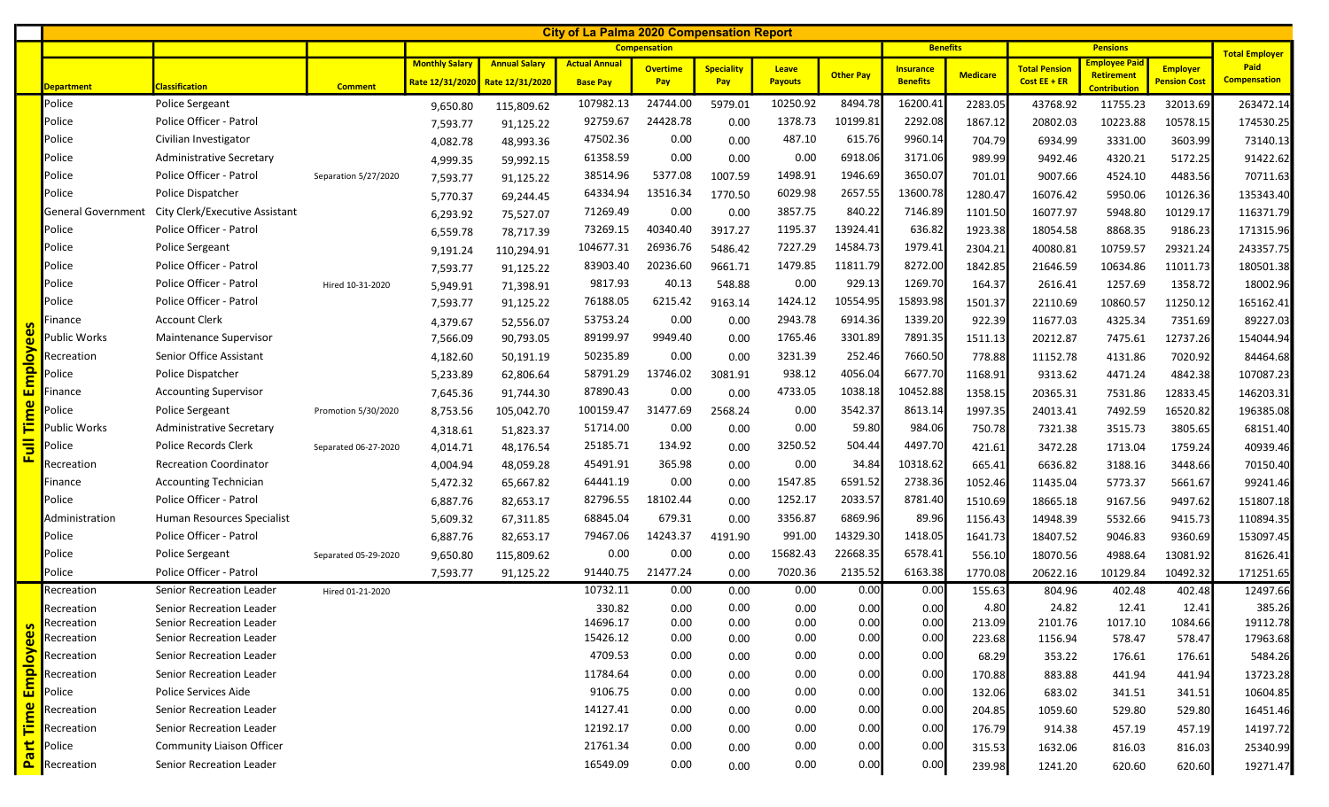# City of La Palma 2020 Compensation Report

| | Department | Classification | Comment | Compensation | | | | | | | | Benefits | | Pensions | | | Total Employer Paid Compensation |
|---|---|---|---|---|---|---|---|---|---|---|---|---|---|---|---|---|---|
| | | | | Monthly Salary Rate 12/31/2020 | Annual Salary Rate 12/31/2020 | Actual Annual Base Pay | Overtime Pay | Speciality Pay | Leave Payouts | Other Pay | Insurance Benefits | Medicare | Total Pension Cost EE + ER | Employee Paid Retirement Contribution | Employer Pension Cost | |
| Full Time Employees | Police | Police Sergeant | | 9,650.80 | 115,809.62 | 107982.13 | 24744.00 | 5979.01 | 10250.92 | 8494.78 | 16200.41 | 2283.05 | 43768.92 | 11755.23 | 32013.69 | 263472.14 |
| | Police | Police Officer - Patrol | | 7,593.77 | 91,125.22 | 92759.67 | 24428.78 | 0.00 | 1378.73 | 10199.81 | 2292.08 | 1867.12 | 20802.03 | 10223.88 | 10578.15 | 174530.25 |
| | Police | Civilian Investigator | | 4,082.78 | 48,993.36 | 47502.36 | 0.00 | 0.00 | 487.10 | 615.76 | 9960.14 | 704.79 | 6934.99 | 3331.00 | 3603.99 | 73140.13 |
| | Police | Administrative Secretary | | 4,999.35 | 59,992.15 | 61358.59 | 0.00 | 0.00 | 0.00 | 6918.06 | 3171.06 | 989.99 | 9492.46 | 4320.21 | 5172.25 | 91422.62 |
| | Police | Police Officer - Patrol | Separation 5/27/2020 | 7,593.77 | 91,125.22 | 38514.96 | 5377.08 | 1007.59 | 1498.91 | 1946.69 | 3650.07 | 701.01 | 9007.66 | 4524.10 | 4483.56 | 70711.63 |
| | Police | Police Dispatcher | | 5,770.37 | 69,244.45 | 64334.94 | 13516.34 | 1770.50 | 6029.98 | 2657.55 | 13600.78 | 1280.47 | 16076.42 | 5950.06 | 10126.36 | 135343.40 |
| | General Government | City Clerk/Executive Assistant | | 6,293.92 | 75,527.07 | 71269.49 | 0.00 | 0.00 | 3857.75 | 840.22 | 7146.89 | 1101.50 | 16077.97 | 5948.80 | 10129.17 | 116371.79 |
| | Police | Police Officer - Patrol | | 6,559.78 | 78,717.39 | 73269.15 | 40340.40 | 3917.27 | 1195.37 | 13924.41 | 636.82 | 1923.38 | 18054.58 | 8868.35 | 9186.23 | 171315.96 |
| | Police | Police Sergeant | | 9,191.24 | 110,294.91 | 104677.31 | 26936.76 | 5486.42 | 7227.29 | 14584.73 | 1979.41 | 2304.21 | 40080.81 | 10759.57 | 29321.24 | 243357.75 |
| | Police | Police Officer - Patrol | | 7,593.77 | 91,125.22 | 83903.40 | 20236.60 | 9661.71 | 1479.85 | 11811.79 | 8272.00 | 1842.85 | 21646.59 | 10634.86 | 11011.73 | 180501.38 |
| | Police | Police Officer - Patrol | Hired 10-31-2020 | 5,949.91 | 71,398.91 | 9817.93 | 40.13 | 548.88 | 0.00 | 929.13 | 1269.70 | 164.37 | 2616.41 | 1257.69 | 1358.72 | 18002.96 |
| | Police | Police Officer - Patrol | | 7,593.77 | 91,125.22 | 76188.05 | 6215.42 | 9163.14 | 1424.12 | 10554.95 | 15893.98 | 1501.37 | 22110.69 | 10860.57 | 11250.12 | 165162.41 |
| | Finance | Account Clerk | | 4,379.67 | 52,556.07 | 53753.24 | 0.00 | 0.00 | 2943.78 | 6914.36 | 1339.20 | 922.39 | 11677.03 | 4325.34 | 7351.69 | 89227.03 |
| | Public Works | Maintenance Supervisor | | 7,566.09 | 90,793.05 | 89199.97 | 9949.40 | 0.00 | 1765.46 | 3301.89 | 7891.35 | 1511.13 | 20212.87 | 7475.61 | 12737.26 | 154044.94 |
| | Recreation | Senior Office Assistant | | 4,182.60 | 50,191.19 | 50235.89 | 0.00 | 0.00 | 3231.39 | 252.46 | 7660.50 | 778.88 | 11152.78 | 4131.86 | 7020.92 | 84464.68 |
| | Police | Police Dispatcher | | 5,233.89 | 62,806.64 | 58791.29 | 13746.02 | 3081.91 | 938.12 | 4056.04 | 6677.70 | 1168.91 | 9313.62 | 4471.24 | 4842.38 | 107087.23 |
| | Finance | Accounting Supervisor | | 7,645.36 | 91,744.30 | 87890.43 | 0.00 | 0.00 | 4733.05 | 1038.18 | 10452.88 | 1358.15 | 20365.31 | 7531.86 | 12833.45 | 146203.31 |
| | Police | Police Sergeant | Promotion 5/30/2020 | 8,753.56 | 105,042.70 | 100159.47 | 31477.69 | 2568.24 | 0.00 | 3542.37 | 8613.14 | 1997.35 | 24013.41 | 7492.59 | 16520.82 | 196385.08 |
| | Public Works | Administrative Secretary | | 4,318.61 | 51,823.37 | 51714.00 | 0.00 | 0.00 | 0.00 | 59.80 | 984.06 | 750.78 | 7321.38 | 3515.73 | 3805.65 | 68151.40 |
| | Police | Police Records Clerk | Separated 06-27-2020 | 4,014.71 | 48,176.54 | 25185.71 | 134.92 | 0.00 | 3250.52 | 504.44 | 4497.70 | 421.61 | 3472.28 | 1713.04 | 1759.24 | 40939.46 |
| | Recreation | Recreation Coordinator | | 4,004.94 | 48,059.28 | 45491.91 | 365.98 | 0.00 | 0.00 | 34.84 | 10318.62 | 665.41 | 6636.82 | 3188.16 | 3448.66 | 70150.40 |
| | Finance | Accounting Technician | | 5,472.32 | 65,667.82 | 64441.19 | 0.00 | 0.00 | 1547.85 | 6591.52 | 2738.36 | 1052.46 | 11435.04 | 5773.37 | 5661.67 | 99241.46 |
| | Police | Police Officer - Patrol | | 6,887.76 | 82,653.17 | 82796.55 | 18102.44 | 0.00 | 1252.17 | 2033.57 | 8781.40 | 1510.69 | 18665.18 | 9167.56 | 9497.62 | 151807.18 |
| | Administration | Human Resources Specialist | | 5,609.32 | 67,311.85 | 68845.04 | 679.31 | 0.00 | 3356.87 | 6869.96 | 89.96 | 1156.43 | 14948.39 | 5532.66 | 9415.73 | 110894.35 |
| | Police | Police Officer - Patrol | | 6,887.76 | 82,653.17 | 79467.06 | 14243.37 | 4191.90 | 991.00 | 14329.30 | 1418.05 | 1641.73 | 18407.52 | 9046.83 | 9360.69 | 153097.45 |
| | Police | Police Sergeant | Separated 05-29-2020 | 9,650.80 | 115,809.62 | 0.00 | 0.00 | 0.00 | 15682.43 | 22668.35 | 6578.41 | 556.10 | 18070.56 | 4988.64 | 13081.92 | 81626.41 |
| | Police | Police Officer - Patrol | | 7,593.77 | 91,125.22 | 91440.75 | 21477.24 | 0.00 | 7020.36 | 2135.52 | 6163.38 | 1770.08 | 20622.16 | 10129.84 | 10492.32 | 171251.65 |
| Part Time Employees | Recreation | Senior Recreation Leader | Hired 01-21-2020 | | | 10732.11 | 0.00 | 0.00 | 0.00 | 0.00 | 0.00 | 155.63 | 804.96 | 402.48 | 402.48 | 12497.66 |
| | Recreation | Senior Recreation Leader | | | | 330.82 | 0.00 | 0.00 | 0.00 | 0.00 | 0.00 | 4.80 | 24.82 | 12.41 | 12.41 | 385.26 |
| | Recreation | Senior Recreation Leader | | | | 14696.17 | 0.00 | 0.00 | 0.00 | 0.00 | 0.00 | 213.09 | 2101.76 | 1017.10 | 1084.66 | 19112.78 |
| | Recreation | Senior Recreation Leader | | | | 15426.12 | 0.00 | 0.00 | 0.00 | 0.00 | 0.00 | 223.68 | 1156.94 | 578.47 | 578.47 | 17963.68 |
| | Recreation | Senior Recreation Leader | | | | 4709.53 | 0.00 | 0.00 | 0.00 | 0.00 | 0.00 | 68.29 | 353.22 | 176.61 | 176.61 | 5484.26 |
| | Recreation | Senior Recreation Leader | | | | 11784.64 | 0.00 | 0.00 | 0.00 | 0.00 | 0.00 | 170.88 | 883.88 | 441.94 | 441.94 | 13723.28 |
| | Police | Police Services Aide | | | | 9106.75 | 0.00 | 0.00 | 0.00 | 0.00 | 0.00 | 132.06 | 683.02 | 341.51 | 341.51 | 10604.85 |
| | Recreation | Senior Recreation Leader | | | | 14127.41 | 0.00 | 0.00 | 0.00 | 0.00 | 0.00 | 204.85 | 1059.60 | 529.80 | 529.80 | 16451.46 |
| | Recreation | Senior Recreation Leader | | | | 12192.17 | 0.00 | 0.00 | 0.00 | 0.00 | 0.00 | 176.79 | 914.38 | 457.19 | 457.19 | 14197.72 |
| | Police | Community Liaison Officer | | | | 21761.34 | 0.00 | 0.00 | 0.00 | 0.00 | 0.00 | 315.53 | 1632.06 | 816.03 | 816.03 | 25340.99 |
| | Recreation | Senior Recreation Leader | | | | 16549.09 | 0.00 | 0.00 | 0.00 | 0.00 | 0.00 | 239.98 | 1241.20 | 620.60 | 620.60 | 19271.47 |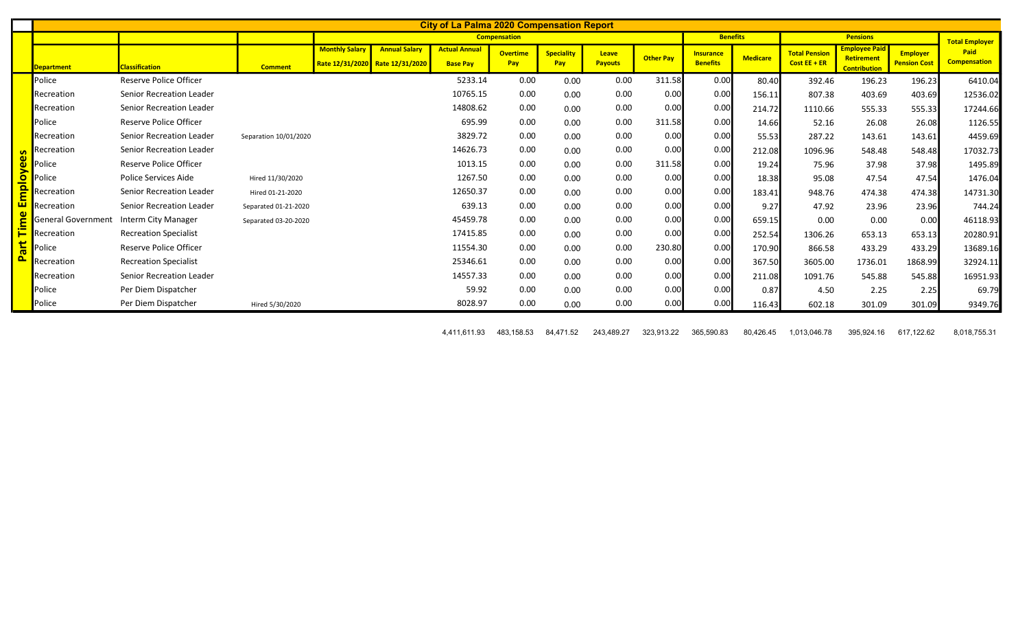# City of La Palma 2020 Compensation Report

| | | | | | | | | | | | | | | | | | |
|---|---|---|---|---|---|---|---|---|---|---|---|---|---|---|---|---|---|
| | | | | Compensation | | | | | | | Benefits | | Pensions | | | | Total Employer Paid Compensation |
| | Department | Classification | Comment | Monthly Salary Rate 12/31/2020 | Annual Salary Rate 12/31/2020 | Actual Annual Base Pay | Overtime Pay | Speciality Pay | Leave Payouts | Other Pay | Insurance Benefits | Medicare | Total Pension Cost EE + ER | Employee Paid Retirement Contribution | Employer Pension Cost | | |
| Part Time Employees | Police | Reserve Police Officer | | | | 5233.14 | 0.00 | 0.00 | 0.00 | 311.58 | 0.00 | 80.40 | 392.46 | 196.23 | 196.23 | | 6410.04 |
| | Recreation | Senior Recreation Leader | | | | 10765.15 | 0.00 | 0.00 | 0.00 | 0.00 | 0.00 | 156.11 | 807.38 | 403.69 | 403.69 | | 12536.02 |
| | Recreation | Senior Recreation Leader | | | | 14808.62 | 0.00 | 0.00 | 0.00 | 0.00 | 0.00 | 214.72 | 1110.66 | 555.33 | 555.33 | | 17244.66 |
| | Police | Reserve Police Officer | | | | 695.99 | 0.00 | 0.00 | 0.00 | 311.58 | 0.00 | 14.66 | 52.16 | 26.08 | 26.08 | | 1126.55 |
| | Recreation | Senior Recreation Leader | Separation 10/01/2020 | | | 3829.72 | 0.00 | 0.00 | 0.00 | 0.00 | 0.00 | 55.53 | 287.22 | 143.61 | 143.61 | | 4459.69 |
| | Recreation | Senior Recreation Leader | | | | 14626.73 | 0.00 | 0.00 | 0.00 | 0.00 | 0.00 | 212.08 | 1096.96 | 548.48 | 548.48 | | 17032.73 |
| | Police | Reserve Police Officer | | | | 1013.15 | 0.00 | 0.00 | 0.00 | 311.58 | 0.00 | 19.24 | 75.96 | 37.98 | 37.98 | | 1495.89 |
| | Police | Police Services Aide | Hired 11/30/2020 | | | 1267.50 | 0.00 | 0.00 | 0.00 | 0.00 | 0.00 | 18.38 | 95.08 | 47.54 | 47.54 | | 1476.04 |
| | Recreation | Senior Recreation Leader | Hired 01-21-2020 | | | 12650.37 | 0.00 | 0.00 | 0.00 | 0.00 | 0.00 | 183.41 | 948.76 | 474.38 | 474.38 | | 14731.30 |
| | Recreation | Senior Recreation Leader | Separated 01-21-2020 | | | 639.13 | 0.00 | 0.00 | 0.00 | 0.00 | 0.00 | 9.27 | 47.92 | 23.96 | 23.96 | | 744.24 |
| | General Government | Interm City Manager | Separated 03-20-2020 | | | 45459.78 | 0.00 | 0.00 | 0.00 | 0.00 | 0.00 | 659.15 | 0.00 | 0.00 | 0.00 | | 46118.93 |
| | Recreation | Recreation Specialist | | | | 17415.85 | 0.00 | 0.00 | 0.00 | 0.00 | 0.00 | 252.54 | 1306.26 | 653.13 | 653.13 | | 20280.91 |
| | Police | Reserve Police Officer | | | | 11554.30 | 0.00 | 0.00 | 0.00 | 230.80 | 0.00 | 170.90 | 866.58 | 433.29 | 433.29 | | 13689.16 |
| | Recreation | Recreation Specialist | | | | 25346.61 | 0.00 | 0.00 | 0.00 | 0.00 | 0.00 | 367.50 | 3605.00 | 1736.01 | 1868.99 | | 32924.11 |
| | Recreation | Senior Recreation Leader | | | | 14557.33 | 0.00 | 0.00 | 0.00 | 0.00 | 0.00 | 211.08 | 1091.76 | 545.88 | 545.88 | | 16951.93 |
| | Police | Per Diem Dispatcher | | | | 59.92 | 0.00 | 0.00 | 0.00 | 0.00 | 0.00 | 0.87 | 4.50 | 2.25 | 2.25 | | 69.79 |
| | Police | Per Diem Dispatcher | Hired 5/30/2020 | | | 8028.97 | 0.00 | 0.00 | 0.00 | 0.00 | 0.00 | 116.43 | 602.18 | 301.09 | 301.09 | | 9349.76 |
| | | | | | | 4,411,611.93 | 483,158.53 | 84,471.52 | 243,489.27 | 323,913.22 | 365,590.83 | 80,426.45 | 1,013,046.78 | 395,924.16 | 617,122.62 | | 8,018,755.31 |